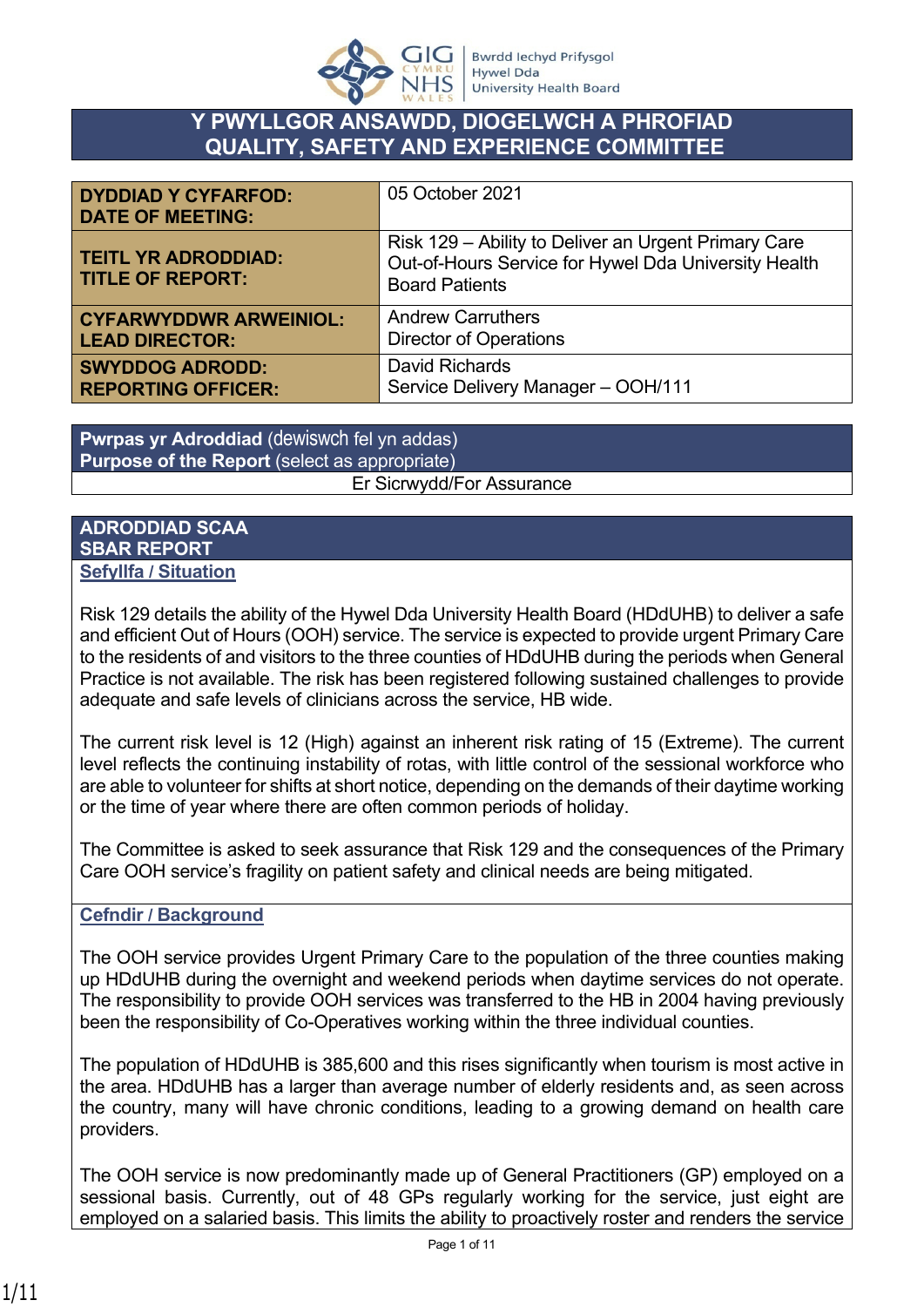# Y PWYLLGOR ANSAWDD, DIOGELWCH A PHROFIAD
# QUALITY, SAFETY AND EXPERIENCE COMMITTEE

| | |
|---|---|
| **DYDDIAD Y CYFARFOD: DATE OF MEETING:** | 05 October 2021 |
| **TEITL YR ADRODDIAD: TITLE OF REPORT:** | Risk 129 – Ability to Deliver an Urgent Primary Care Out-of-Hours Service for Hywel Dda University Health Board Patients |
| **CYFARWYDDWR ARWEINIOL: LEAD DIRECTOR:** | Andrew Carruthers<br>Director of Operations |
| **SWYDDOG ADRODD: REPORTING OFFICER:** | David Richards<br>Service Delivery Manager – OOH/111 |

| **Pwrpas yr Adroddiad** (dewiswch fel yn addas)<br>**Purpose of the Report** (select as appropriate) |
|---|
| Er Sicrwydd/For Assurance |

## ADRODDIAD SCAA
## SBAR REPORT

### Sefyllfa / Situation

Risk 129 details the ability of the Hywel Dda University Health Board (HDdUHB) to deliver a safe and efficient Out of Hours (OOH) service. The service is expected to provide urgent Primary Care to the residents of and visitors to the three counties of HDdUHB during the periods when General Practice is not available. The risk has been registered following sustained challenges to provide adequate and safe levels of clinicians across the service, HB wide.

The current risk level is 12 (High) against an inherent risk rating of 15 (Extreme). The current level reflects the continuing instability of rotas, with little control of the sessional workforce who are able to volunteer for shifts at short notice, depending on the demands of their daytime working or the time of year where there are often common periods of holiday.

The Committee is asked to seek assurance that Risk 129 and the consequences of the Primary Care OOH service's fragility on patient safety and clinical needs are being mitigated.

### Cefndir / Background

The OOH service provides Urgent Primary Care to the population of the three counties making up HDdUHB during the overnight and weekend periods when daytime services do not operate. The responsibility to provide OOH services was transferred to the HB in 2004 having previously been the responsibility of Co-Operatives working within the three individual counties.

The population of HDdUHB is 385,600 and this rises significantly when tourism is most active in the area. HDdUHB has a larger than average number of elderly residents and, as seen across the country, many will have chronic conditions, leading to a growing demand on health care providers.

The OOH service is now predominantly made up of General Practitioners (GP) employed on a sessional basis. Currently, out of 48 GPs regularly working for the service, just eight are employed on a salaried basis. This limits the ability to proactively roster and renders the service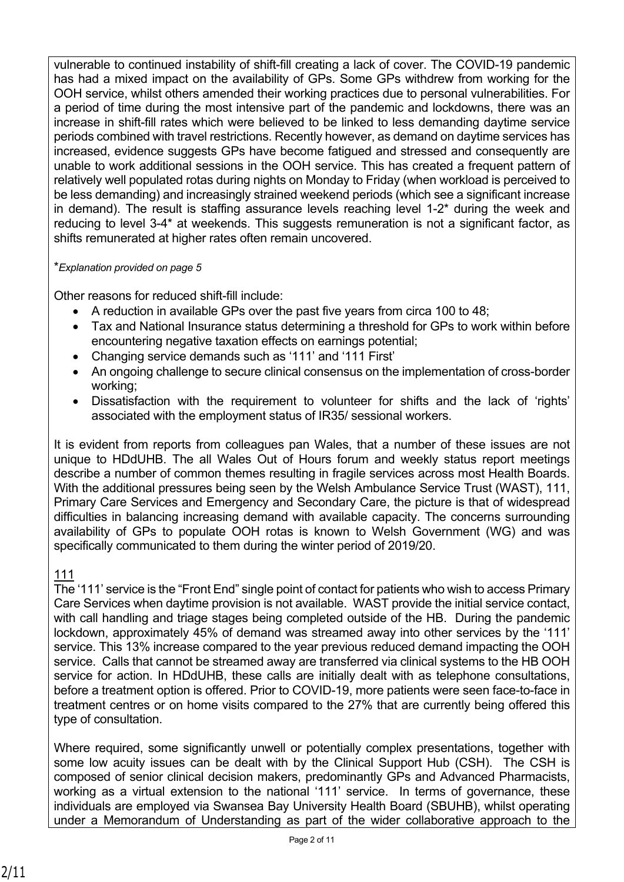vulnerable to continued instability of shift-fill creating a lack of cover. The COVID-19 pandemic has had a mixed impact on the availability of GPs. Some GPs withdrew from working for the OOH service, whilst others amended their working practices due to personal vulnerabilities. For a period of time during the most intensive part of the pandemic and lockdowns, there was an increase in shift-fill rates which were believed to be linked to less demanding daytime service periods combined with travel restrictions. Recently however, as demand on daytime services has increased, evidence suggests GPs have become fatigued and stressed and consequently are unable to work additional sessions in the OOH service. This has created a frequent pattern of relatively well populated rotas during nights on Monday to Friday (when workload is perceived to be less demanding) and increasingly strained weekend periods (which see a significant increase in demand). The result is staffing assurance levels reaching level 1-2* during the week and reducing to level 3-4* at weekends. This suggests remuneration is not a significant factor, as shifts remunerated at higher rates often remain uncovered.

**Explanation provided on page 5*

Other reasons for reduced shift-fill include:

- A reduction in available GPs over the past five years from circa 100 to 48;
- Tax and National Insurance status determining a threshold for GPs to work within before encountering negative taxation effects on earnings potential;
- Changing service demands such as '111' and '111 First'
- An ongoing challenge to secure clinical consensus on the implementation of cross-border working;
- Dissatisfaction with the requirement to volunteer for shifts and the lack of 'rights' associated with the employment status of IR35/ sessional workers.

It is evident from reports from colleagues pan Wales, that a number of these issues are not unique to HDdUHB. The all Wales Out of Hours forum and weekly status report meetings describe a number of common themes resulting in fragile services across most Health Boards. With the additional pressures being seen by the Welsh Ambulance Service Trust (WAST), 111, Primary Care Services and Emergency and Secondary Care, the picture is that of widespread difficulties in balancing increasing demand with available capacity. The concerns surrounding availability of GPs to populate OOH rotas is known to Welsh Government (WG) and was specifically communicated to them during the winter period of 2019/20.

## 111

The '111' service is the "Front End" single point of contact for patients who wish to access Primary Care Services when daytime provision is not available. WAST provide the initial service contact, with call handling and triage stages being completed outside of the HB. During the pandemic lockdown, approximately 45% of demand was streamed away into other services by the '111' service. This 13% increase compared to the year previous reduced demand impacting the OOH service. Calls that cannot be streamed away are transferred via clinical systems to the HB OOH service for action. In HDdUHB, these calls are initially dealt with as telephone consultations, before a treatment option is offered. Prior to COVID-19, more patients were seen face-to-face in treatment centres or on home visits compared to the 27% that are currently being offered this type of consultation.

Where required, some significantly unwell or potentially complex presentations, together with some low acuity issues can be dealt with by the Clinical Support Hub (CSH). The CSH is composed of senior clinical decision makers, predominantly GPs and Advanced Pharmacists, working as a virtual extension to the national '111' service. In terms of governance, these individuals are employed via Swansea Bay University Health Board (SBUHB), whilst operating under a Memorandum of Understanding as part of the wider collaborative approach to the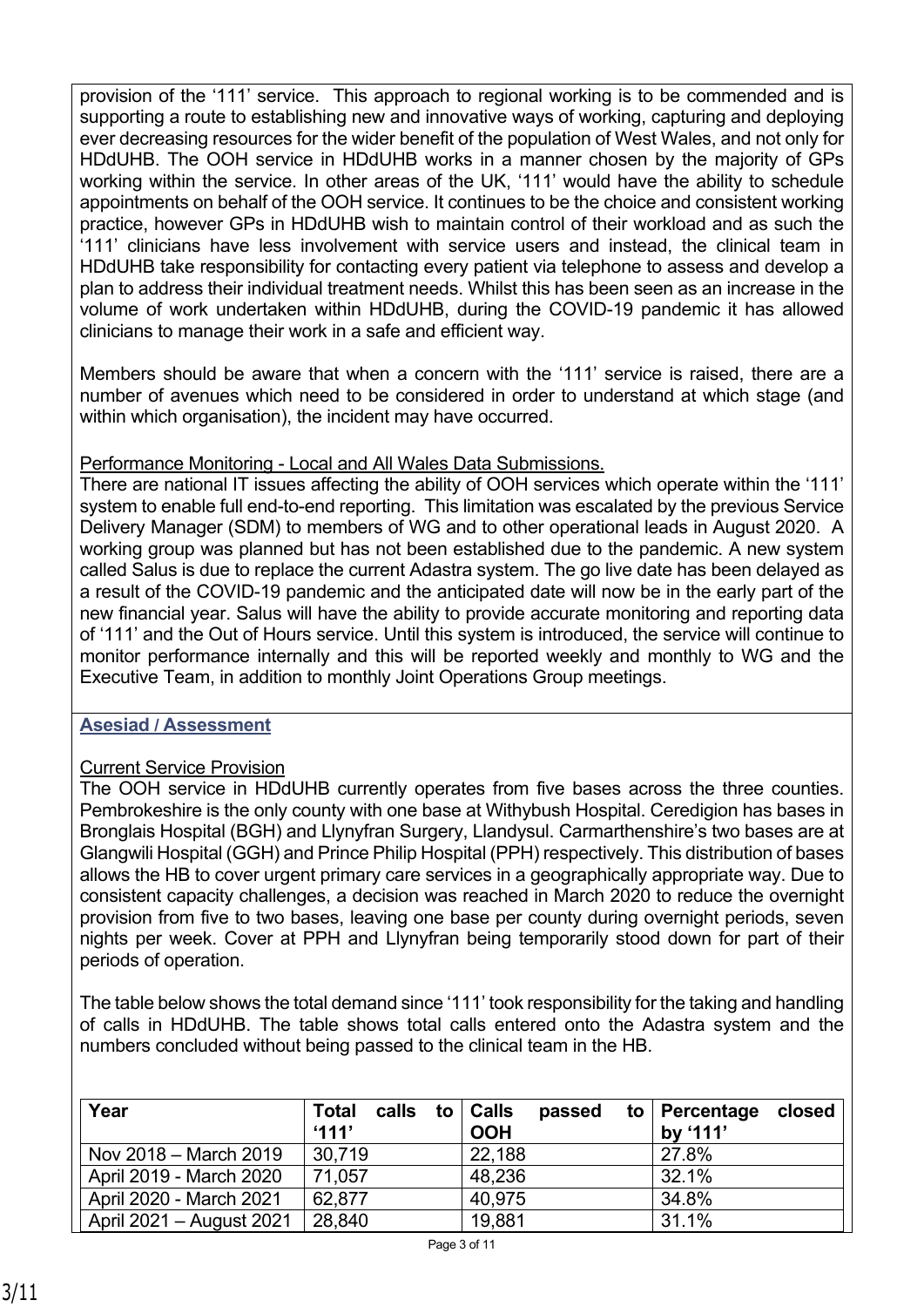provision of the '111' service. This approach to regional working is to be commended and is supporting a route to establishing new and innovative ways of working, capturing and deploying ever decreasing resources for the wider benefit of the population of West Wales, and not only for HDdUHB. The OOH service in HDdUHB works in a manner chosen by the majority of GPs working within the service. In other areas of the UK, '111' would have the ability to schedule appointments on behalf of the OOH service. It continues to be the choice and consistent working practice, however GPs in HDdUHB wish to maintain control of their workload and as such the '111' clinicians have less involvement with service users and instead, the clinical team in HDdUHB take responsibility for contacting every patient via telephone to assess and develop a plan to address their individual treatment needs. Whilst this has been seen as an increase in the volume of work undertaken within HDdUHB, during the COVID-19 pandemic it has allowed clinicians to manage their work in a safe and efficient way.

Members should be aware that when a concern with the '111' service is raised, there are a number of avenues which need to be considered in order to understand at which stage (and within which organisation), the incident may have occurred.

Performance Monitoring - Local and All Wales Data Submissions.

There are national IT issues affecting the ability of OOH services which operate within the '111' system to enable full end-to-end reporting. This limitation was escalated by the previous Service Delivery Manager (SDM) to members of WG and to other operational leads in August 2020. A working group was planned but has not been established due to the pandemic. A new system called Salus is due to replace the current Adastra system. The go live date has been delayed as a result of the COVID-19 pandemic and the anticipated date will now be in the early part of the new financial year. Salus will have the ability to provide accurate monitoring and reporting data of '111' and the Out of Hours service. Until this system is introduced, the service will continue to monitor performance internally and this will be reported weekly and monthly to WG and the Executive Team, in addition to monthly Joint Operations Group meetings.

## Asesiad / Assessment

Current Service Provision

The OOH service in HDdUHB currently operates from five bases across the three counties. Pembrokeshire is the only county with one base at Withybush Hospital. Ceredigion has bases in Bronglais Hospital (BGH) and Llynyfran Surgery, Llandysul. Carmarthenshire's two bases are at Glangwili Hospital (GGH) and Prince Philip Hospital (PPH) respectively. This distribution of bases allows the HB to cover urgent primary care services in a geographically appropriate way. Due to consistent capacity challenges, a decision was reached in March 2020 to reduce the overnight provision from five to two bases, leaving one base per county during overnight periods, seven nights per week. Cover at PPH and Llynyfran being temporarily stood down for part of their periods of operation.

The table below shows the total demand since '111' took responsibility for the taking and handling of calls in HDdUHB. The table shows total calls entered onto the Adastra system and the numbers concluded without being passed to the clinical team in the HB.

| Year | Total calls to '111' | Calls passed to OOH | Percentage closed by '111' |
|---|---|---|---|
| Nov 2018 – March 2019 | 30,719 | 22,188 | 27.8% |
| April 2019 - March 2020 | 71,057 | 48,236 | 32.1% |
| April 2020 - March 2021 | 62,877 | 40,975 | 34.8% |
| April 2021 – August 2021 | 28,840 | 19,881 | 31.1% |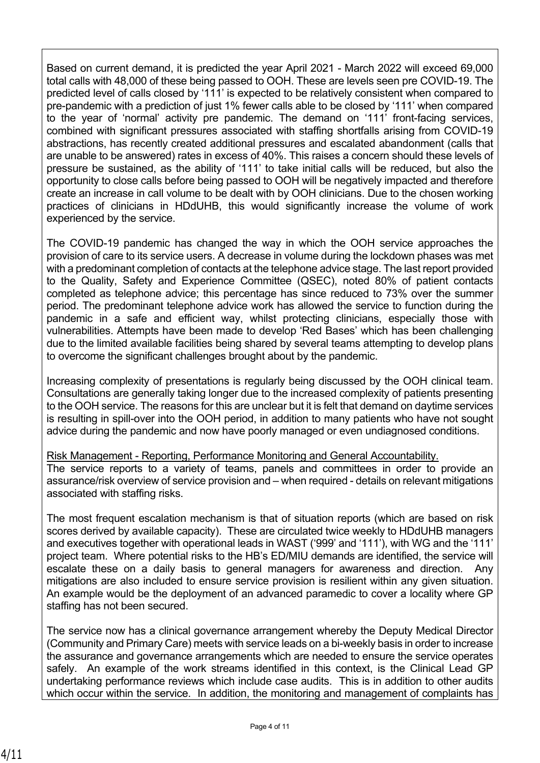Based on current demand, it is predicted the year April 2021 - March 2022 will exceed 69,000 total calls with 48,000 of these being passed to OOH. These are levels seen pre COVID-19. The predicted level of calls closed by '111' is expected to be relatively consistent when compared to pre-pandemic with a prediction of just 1% fewer calls able to be closed by '111' when compared to the year of 'normal' activity pre pandemic. The demand on '111' front-facing services, combined with significant pressures associated with staffing shortfalls arising from COVID-19 abstractions, has recently created additional pressures and escalated abandonment (calls that are unable to be answered) rates in excess of 40%. This raises a concern should these levels of pressure be sustained, as the ability of '111' to take initial calls will be reduced, but also the opportunity to close calls before being passed to OOH will be negatively impacted and therefore create an increase in call volume to be dealt with by OOH clinicians. Due to the chosen working practices of clinicians in HDdUHB, this would significantly increase the volume of work experienced by the service.

The COVID-19 pandemic has changed the way in which the OOH service approaches the provision of care to its service users. A decrease in volume during the lockdown phases was met with a predominant completion of contacts at the telephone advice stage. The last report provided to the Quality, Safety and Experience Committee (QSEC), noted 80% of patient contacts completed as telephone advice; this percentage has since reduced to 73% over the summer period. The predominant telephone advice work has allowed the service to function during the pandemic in a safe and efficient way, whilst protecting clinicians, especially those with vulnerabilities. Attempts have been made to develop 'Red Bases' which has been challenging due to the limited available facilities being shared by several teams attempting to develop plans to overcome the significant challenges brought about by the pandemic.

Increasing complexity of presentations is regularly being discussed by the OOH clinical team. Consultations are generally taking longer due to the increased complexity of patients presenting to the OOH service. The reasons for this are unclear but it is felt that demand on daytime services is resulting in spill-over into the OOH period, in addition to many patients who have not sought advice during the pandemic and now have poorly managed or even undiagnosed conditions.

<u>Risk Management - Reporting, Performance Monitoring and General Accountability.</u>

The service reports to a variety of teams, panels and committees in order to provide an assurance/risk overview of service provision and – when required - details on relevant mitigations associated with staffing risks.

The most frequent escalation mechanism is that of situation reports (which are based on risk scores derived by available capacity). These are circulated twice weekly to HDdUHB managers and executives together with operational leads in WAST ('999' and '111'), with WG and the '111' project team. Where potential risks to the HB's ED/MIU demands are identified, the service will escalate these on a daily basis to general managers for awareness and direction. Any mitigations are also included to ensure service provision is resilient within any given situation. An example would be the deployment of an advanced paramedic to cover a locality where GP staffing has not been secured.

The service now has a clinical governance arrangement whereby the Deputy Medical Director (Community and Primary Care) meets with service leads on a bi-weekly basis in order to increase the assurance and governance arrangements which are needed to ensure the service operates safely. An example of the work streams identified in this context, is the Clinical Lead GP undertaking performance reviews which include case audits. This is in addition to other audits which occur within the service. In addition, the monitoring and management of complaints has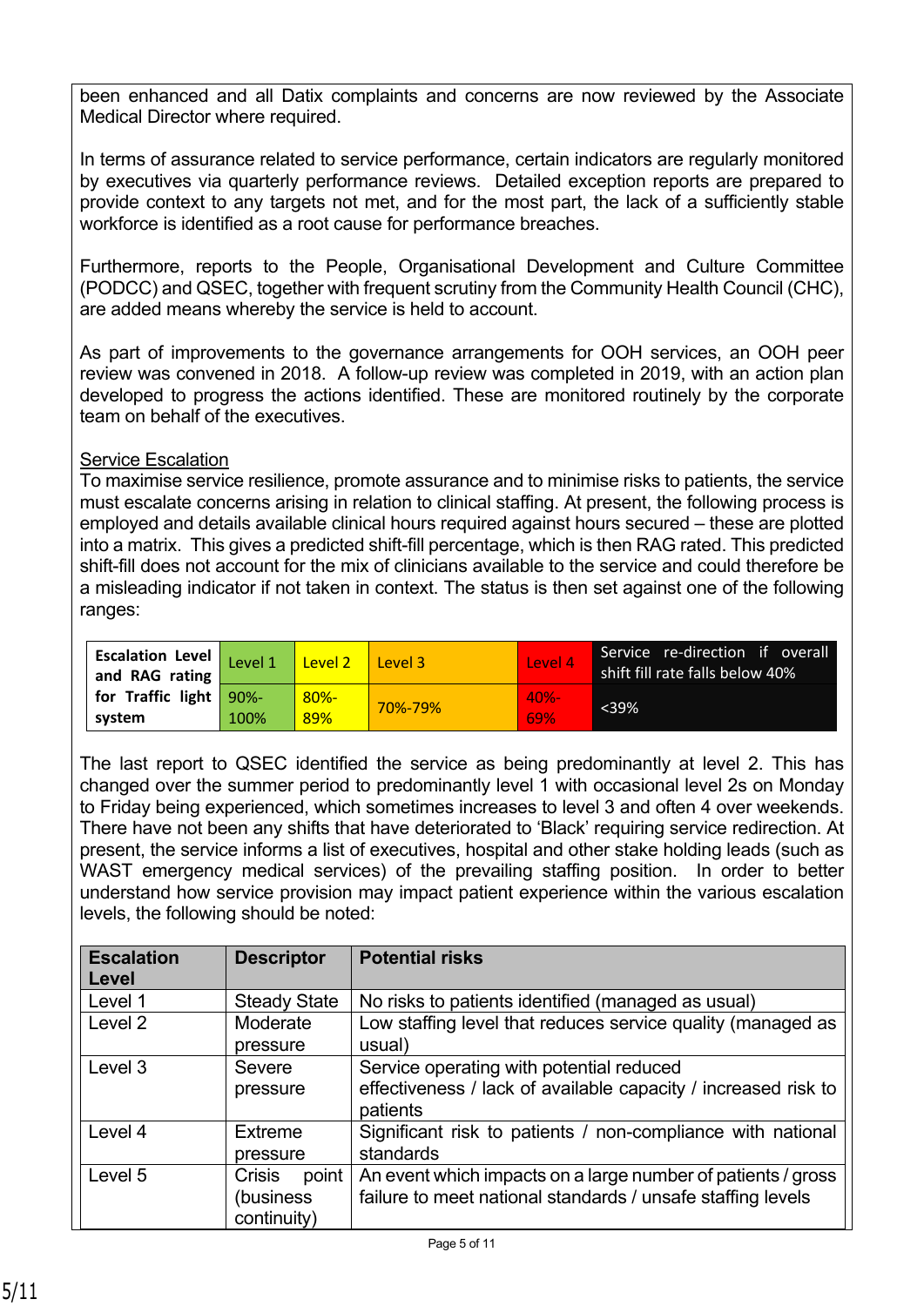been enhanced and all Datix complaints and concerns are now reviewed by the Associate Medical Director where required.

In terms of assurance related to service performance, certain indicators are regularly monitored by executives via quarterly performance reviews. Detailed exception reports are prepared to provide context to any targets not met, and for the most part, the lack of a sufficiently stable workforce is identified as a root cause for performance breaches.

Furthermore, reports to the People, Organisational Development and Culture Committee (PODCC) and QSEC, together with frequent scrutiny from the Community Health Council (CHC), are added means whereby the service is held to account.

As part of improvements to the governance arrangements for OOH services, an OOH peer review was convened in 2018. A follow-up review was completed in 2019, with an action plan developed to progress the actions identified. These are monitored routinely by the corporate team on behalf of the executives.

<u>Service Escalation</u>

To maximise service resilience, promote assurance and to minimise risks to patients, the service must escalate concerns arising in relation to clinical staffing. At present, the following process is employed and details available clinical hours required against hours secured – these are plotted into a matrix. This gives a predicted shift-fill percentage, which is then RAG rated. This predicted shift-fill does not account for the mix of clinicians available to the service and could therefore be a misleading indicator if not taken in context. The status is then set against one of the following ranges:

| Escalation Level and RAG rating for Traffic light system | Level 1 | Level 2 | Level 3 | Level 4 | Service re-direction if overall shift fill rate falls below 40% |
|---|---|---|---|---|---|
| | 90%-100% | 80%-89% | 70%-79% | 40%-69% | <39% |

The last report to QSEC identified the service as being predominantly at level 2. This has changed over the summer period to predominantly level 1 with occasional level 2s on Monday to Friday being experienced, which sometimes increases to level 3 and often 4 over weekends. There have not been any shifts that have deteriorated to 'Black' requiring service redirection. At present, the service informs a list of executives, hospital and other stake holding leads (such as WAST emergency medical services) of the prevailing staffing position. In order to better understand how service provision may impact patient experience within the various escalation levels, the following should be noted:

| Escalation Level | Descriptor | Potential risks |
|---|---|---|
| Level 1 | Steady State | No risks to patients identified (managed as usual) |
| Level 2 | Moderate pressure | Low staffing level that reduces service quality (managed as usual) |
| Level 3 | Severe pressure | Service operating with potential reduced effectiveness / lack of available capacity / increased risk to patients |
| Level 4 | Extreme pressure | Significant risk to patients / non-compliance with national standards |
| Level 5 | Crisis point (business continuity) | An event which impacts on a large number of patients / gross failure to meet national standards / unsafe staffing levels |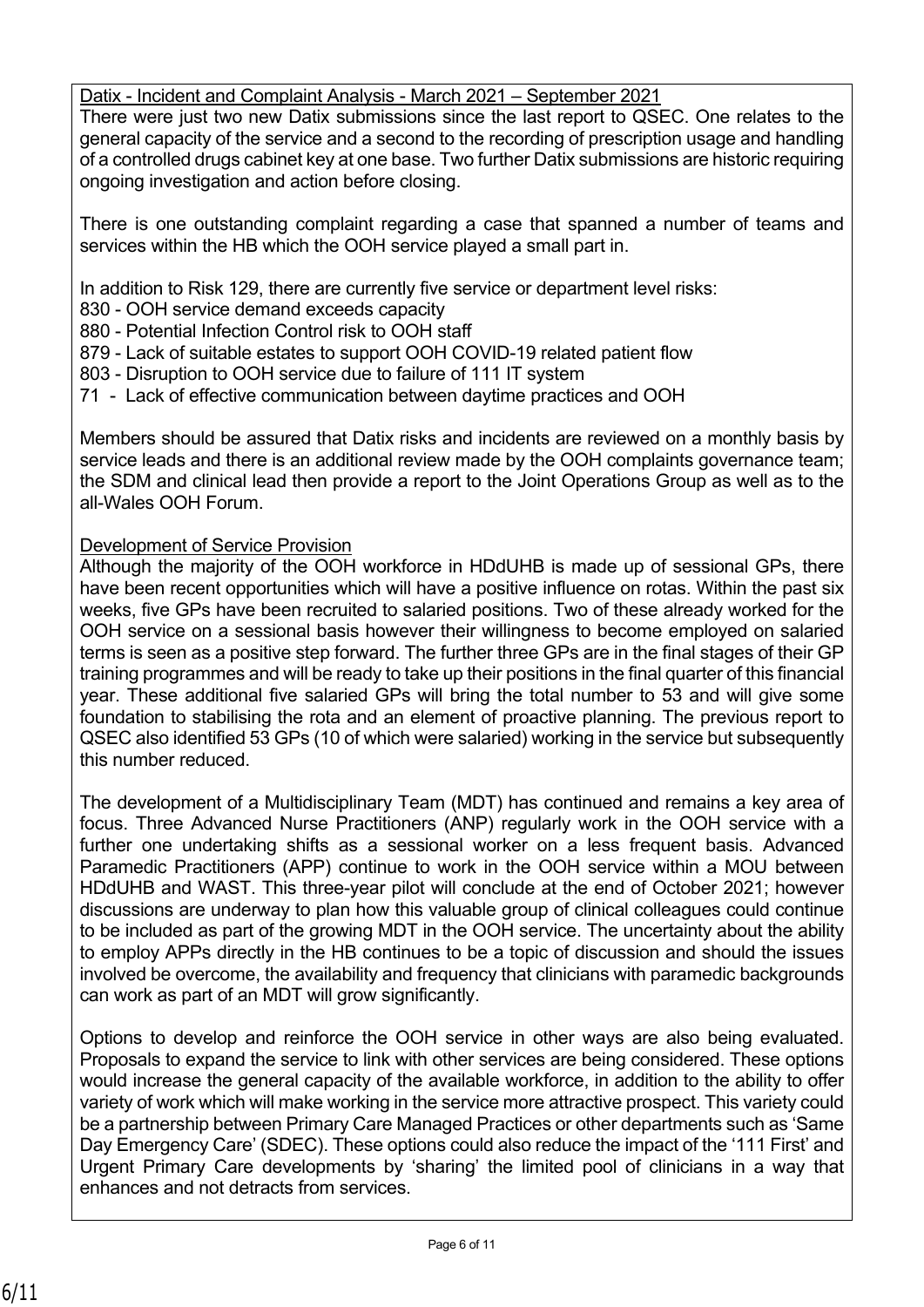Datix - Incident and Complaint Analysis - March 2021 – September 2021

There were just two new Datix submissions since the last report to QSEC. One relates to the general capacity of the service and a second to the recording of prescription usage and handling of a controlled drugs cabinet key at one base. Two further Datix submissions are historic requiring ongoing investigation and action before closing.

There is one outstanding complaint regarding a case that spanned a number of teams and services within the HB which the OOH service played a small part in.

In addition to Risk 129, there are currently five service or department level risks:

830 - OOH service demand exceeds capacity
880 - Potential Infection Control risk to OOH staff
879 - Lack of suitable estates to support OOH COVID-19 related patient flow
803 - Disruption to OOH service due to failure of 111 IT system
71 - Lack of effective communication between daytime practices and OOH

Members should be assured that Datix risks and incidents are reviewed on a monthly basis by service leads and there is an additional review made by the OOH complaints governance team; the SDM and clinical lead then provide a report to the Joint Operations Group as well as to the all-Wales OOH Forum.

Development of Service Provision

Although the majority of the OOH workforce in HDdUHB is made up of sessional GPs, there have been recent opportunities which will have a positive influence on rotas. Within the past six weeks, five GPs have been recruited to salaried positions. Two of these already worked for the OOH service on a sessional basis however their willingness to become employed on salaried terms is seen as a positive step forward. The further three GPs are in the final stages of their GP training programmes and will be ready to take up their positions in the final quarter of this financial year. These additional five salaried GPs will bring the total number to 53 and will give some foundation to stabilising the rota and an element of proactive planning. The previous report to QSEC also identified 53 GPs (10 of which were salaried) working in the service but subsequently this number reduced.

The development of a Multidisciplinary Team (MDT) has continued and remains a key area of focus. Three Advanced Nurse Practitioners (ANP) regularly work in the OOH service with a further one undertaking shifts as a sessional worker on a less frequent basis. Advanced Paramedic Practitioners (APP) continue to work in the OOH service within a MOU between HDdUHB and WAST. This three-year pilot will conclude at the end of October 2021; however discussions are underway to plan how this valuable group of clinical colleagues could continue to be included as part of the growing MDT in the OOH service. The uncertainty about the ability to employ APPs directly in the HB continues to be a topic of discussion and should the issues involved be overcome, the availability and frequency that clinicians with paramedic backgrounds can work as part of an MDT will grow significantly.

Options to develop and reinforce the OOH service in other ways are also being evaluated. Proposals to expand the service to link with other services are being considered. These options would increase the general capacity of the available workforce, in addition to the ability to offer variety of work which will make working in the service more attractive prospect. This variety could be a partnership between Primary Care Managed Practices or other departments such as 'Same Day Emergency Care' (SDEC). These options could also reduce the impact of the '111 First' and Urgent Primary Care developments by 'sharing' the limited pool of clinicians in a way that enhances and not detracts from services.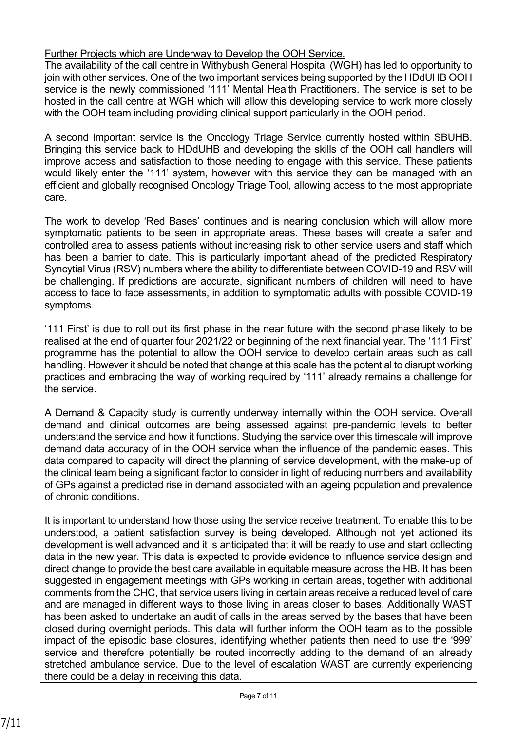Further Projects which are Underway to Develop the OOH Service.

The availability of the call centre in Withybush General Hospital (WGH) has led to opportunity to join with other services. One of the two important services being supported by the HDdUHB OOH service is the newly commissioned '111' Mental Health Practitioners. The service is set to be hosted in the call centre at WGH which will allow this developing service to work more closely with the OOH team including providing clinical support particularly in the OOH period.

A second important service is the Oncology Triage Service currently hosted within SBUHB. Bringing this service back to HDdUHB and developing the skills of the OOH call handlers will improve access and satisfaction to those needing to engage with this service. These patients would likely enter the '111' system, however with this service they can be managed with an efficient and globally recognised Oncology Triage Tool, allowing access to the most appropriate care.

The work to develop 'Red Bases' continues and is nearing conclusion which will allow more symptomatic patients to be seen in appropriate areas. These bases will create a safer and controlled area to assess patients without increasing risk to other service users and staff which has been a barrier to date. This is particularly important ahead of the predicted Respiratory Syncytial Virus (RSV) numbers where the ability to differentiate between COVID-19 and RSV will be challenging. If predictions are accurate, significant numbers of children will need to have access to face to face assessments, in addition to symptomatic adults with possible COVID-19 symptoms.

'111 First' is due to roll out its first phase in the near future with the second phase likely to be realised at the end of quarter four 2021/22 or beginning of the next financial year. The '111 First' programme has the potential to allow the OOH service to develop certain areas such as call handling. However it should be noted that change at this scale has the potential to disrupt working practices and embracing the way of working required by '111' already remains a challenge for the service.

A Demand & Capacity study is currently underway internally within the OOH service. Overall demand and clinical outcomes are being assessed against pre-pandemic levels to better understand the service and how it functions. Studying the service over this timescale will improve demand data accuracy of in the OOH service when the influence of the pandemic eases. This data compared to capacity will direct the planning of service development, with the make-up of the clinical team being a significant factor to consider in light of reducing numbers and availability of GPs against a predicted rise in demand associated with an ageing population and prevalence of chronic conditions.

It is important to understand how those using the service receive treatment. To enable this to be understood, a patient satisfaction survey is being developed. Although not yet actioned its development is well advanced and it is anticipated that it will be ready to use and start collecting data in the new year. This data is expected to provide evidence to influence service design and direct change to provide the best care available in equitable measure across the HB. It has been suggested in engagement meetings with GPs working in certain areas, together with additional comments from the CHC, that service users living in certain areas receive a reduced level of care and are managed in different ways to those living in areas closer to bases. Additionally WAST has been asked to undertake an audit of calls in the areas served by the bases that have been closed during overnight periods. This data will further inform the OOH team as to the possible impact of the episodic base closures, identifying whether patients then need to use the '999' service and therefore potentially be routed incorrectly adding to the demand of an already stretched ambulance service. Due to the level of escalation WAST are currently experiencing there could be a delay in receiving this data.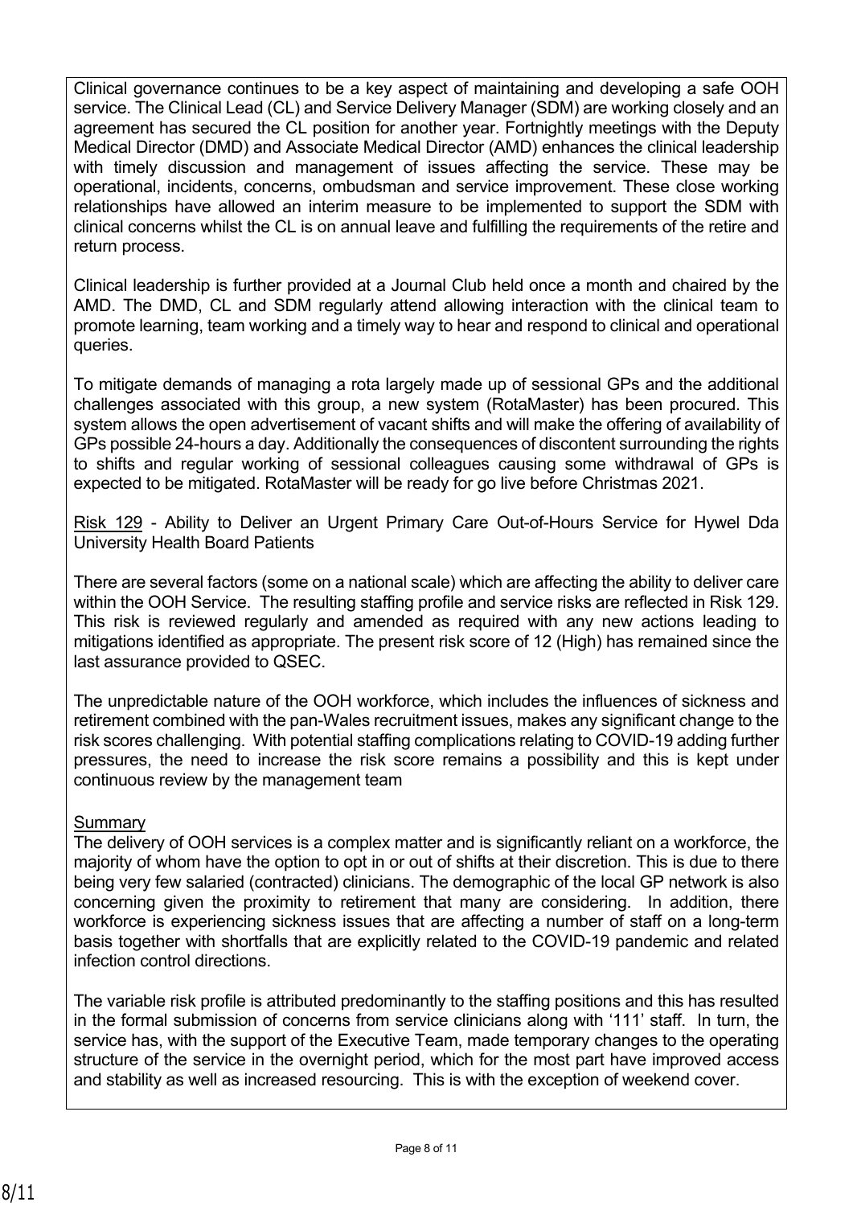Clinical governance continues to be a key aspect of maintaining and developing a safe OOH service. The Clinical Lead (CL) and Service Delivery Manager (SDM) are working closely and an agreement has secured the CL position for another year. Fortnightly meetings with the Deputy Medical Director (DMD) and Associate Medical Director (AMD) enhances the clinical leadership with timely discussion and management of issues affecting the service. These may be operational, incidents, concerns, ombudsman and service improvement. These close working relationships have allowed an interim measure to be implemented to support the SDM with clinical concerns whilst the CL is on annual leave and fulfilling the requirements of the retire and return process.

Clinical leadership is further provided at a Journal Club held once a month and chaired by the AMD. The DMD, CL and SDM regularly attend allowing interaction with the clinical team to promote learning, team working and a timely way to hear and respond to clinical and operational queries.

To mitigate demands of managing a rota largely made up of sessional GPs and the additional challenges associated with this group, a new system (RotaMaster) has been procured. This system allows the open advertisement of vacant shifts and will make the offering of availability of GPs possible 24-hours a day. Additionally the consequences of discontent surrounding the rights to shifts and regular working of sessional colleagues causing some withdrawal of GPs is expected to be mitigated. RotaMaster will be ready for go live before Christmas 2021.

<u>Risk 129</u> - Ability to Deliver an Urgent Primary Care Out-of-Hours Service for Hywel Dda University Health Board Patients

There are several factors (some on a national scale) which are affecting the ability to deliver care within the OOH Service. The resulting staffing profile and service risks are reflected in Risk 129. This risk is reviewed regularly and amended as required with any new actions leading to mitigations identified as appropriate. The present risk score of 12 (High) has remained since the last assurance provided to QSEC.

The unpredictable nature of the OOH workforce, which includes the influences of sickness and retirement combined with the pan-Wales recruitment issues, makes any significant change to the risk scores challenging. With potential staffing complications relating to COVID-19 adding further pressures, the need to increase the risk score remains a possibility and this is kept under continuous review by the management team

<u>Summary</u>

The delivery of OOH services is a complex matter and is significantly reliant on a workforce, the majority of whom have the option to opt in or out of shifts at their discretion. This is due to there being very few salaried (contracted) clinicians. The demographic of the local GP network is also concerning given the proximity to retirement that many are considering. In addition, there workforce is experiencing sickness issues that are affecting a number of staff on a long-term basis together with shortfalls that are explicitly related to the COVID-19 pandemic and related infection control directions.

The variable risk profile is attributed predominantly to the staffing positions and this has resulted in the formal submission of concerns from service clinicians along with '111' staff. In turn, the service has, with the support of the Executive Team, made temporary changes to the operating structure of the service in the overnight period, which for the most part have improved access and stability as well as increased resourcing. This is with the exception of weekend cover.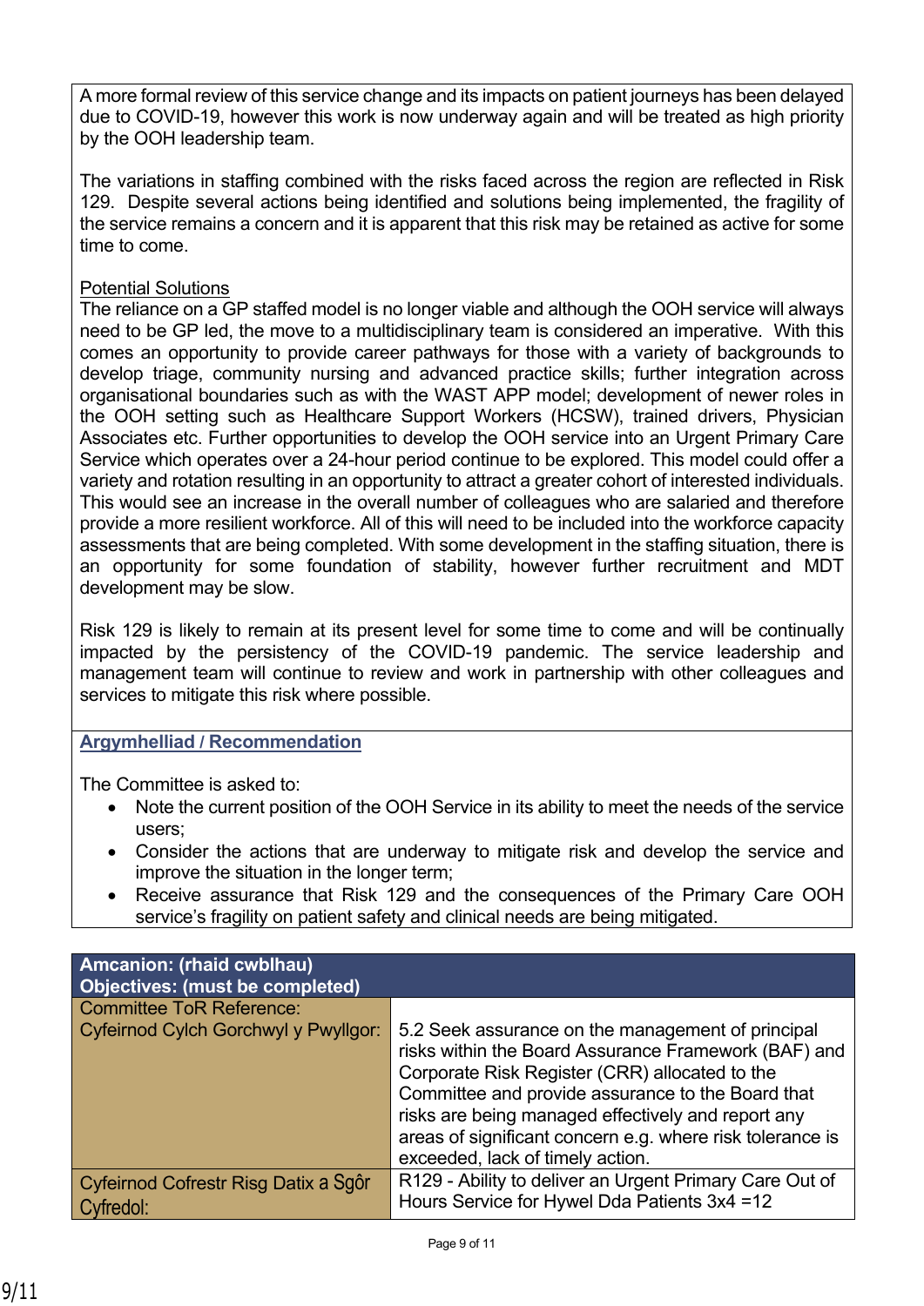A more formal review of this service change and its impacts on patient journeys has been delayed due to COVID-19, however this work is now underway again and will be treated as high priority by the OOH leadership team.

The variations in staffing combined with the risks faced across the region are reflected in Risk 129. Despite several actions being identified and solutions being implemented, the fragility of the service remains a concern and it is apparent that this risk may be retained as active for some time to come.

Potential Solutions

The reliance on a GP staffed model is no longer viable and although the OOH service will always need to be GP led, the move to a multidisciplinary team is considered an imperative. With this comes an opportunity to provide career pathways for those with a variety of backgrounds to develop triage, community nursing and advanced practice skills; further integration across organisational boundaries such as with the WAST APP model; development of newer roles in the OOH setting such as Healthcare Support Workers (HCSW), trained drivers, Physician Associates etc. Further opportunities to develop the OOH service into an Urgent Primary Care Service which operates over a 24-hour period continue to be explored. This model could offer a variety and rotation resulting in an opportunity to attract a greater cohort of interested individuals. This would see an increase in the overall number of colleagues who are salaried and therefore provide a more resilient workforce. All of this will need to be included into the workforce capacity assessments that are being completed. With some development in the staffing situation, there is an opportunity for some foundation of stability, however further recruitment and MDT development may be slow.

Risk 129 is likely to remain at its present level for some time to come and will be continually impacted by the persistency of the COVID-19 pandemic. The service leadership and management team will continue to review and work in partnership with other colleagues and services to mitigate this risk where possible.

## Argymhelliad / Recommendation

The Committee is asked to:

- Note the current position of the OOH Service in its ability to meet the needs of the service users;
- Consider the actions that are underway to mitigate risk and develop the service and improve the situation in the longer term;
- Receive assurance that Risk 129 and the consequences of the Primary Care OOH service's fragility on patient safety and clinical needs are being mitigated.

| **Amcanion: (rhaid cwblhau)<br>Objectives: (must be completed)** | |
|---|---|
| Committee ToR Reference:<br>Cyfeirnod Cylch Gorchwyl y Pwyllgor: | 5.2 Seek assurance on the management of principal risks within the Board Assurance Framework (BAF) and Corporate Risk Register (CRR) allocated to the Committee and provide assurance to the Board that risks are being managed effectively and report any areas of significant concern e.g. where risk tolerance is exceeded, lack of timely action. |
| Cyfeirnod Cofrestr Risg Datix a Sgôr Cyfredol: | R129 - Ability to deliver an Urgent Primary Care Out of Hours Service for Hywel Dda Patients 3x4 =12 |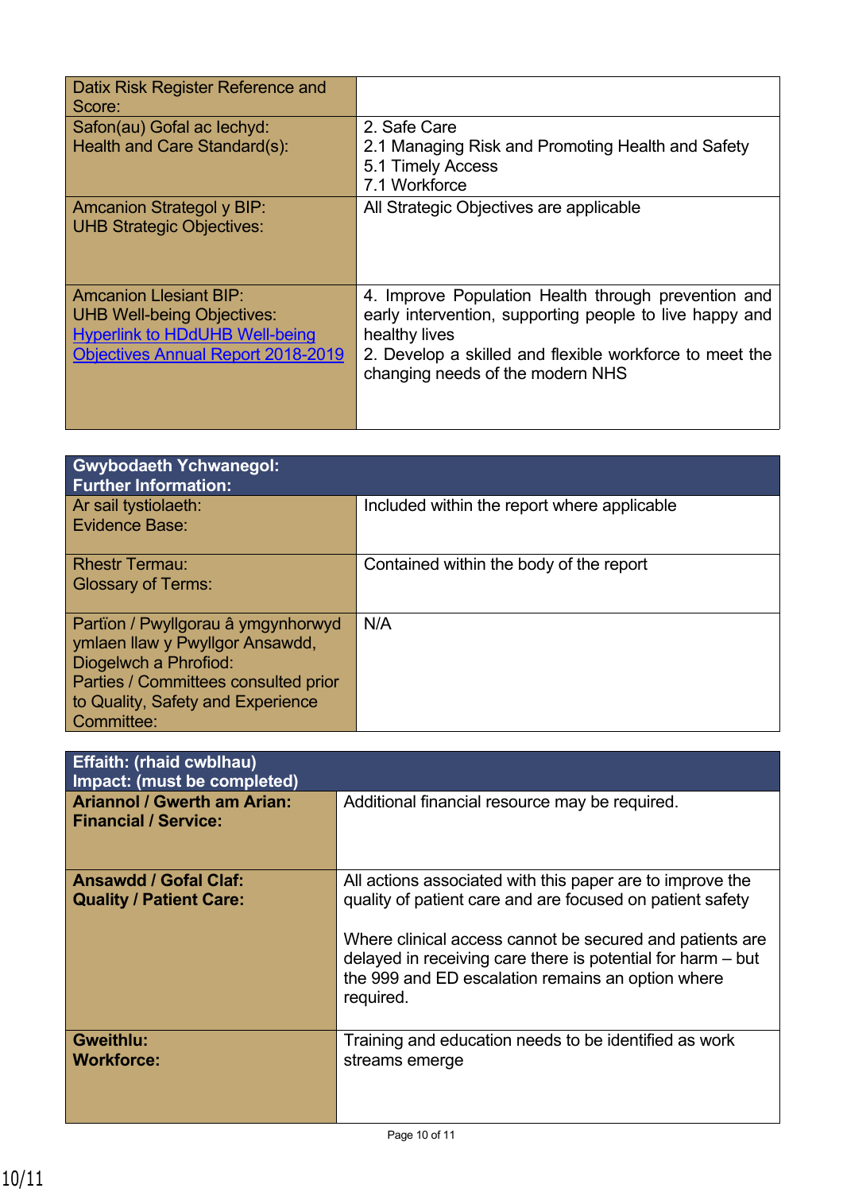| | |
|---|---|
| Datix Risk Register Reference and Score: | |
| Safon(au) Gofal ac Iechyd:<br>Health and Care Standard(s): | 2. Safe Care<br>2.1 Managing Risk and Promoting Health and Safety<br>5.1 Timely Access<br>7.1 Workforce |
| Amcanion Strategol y BIP:<br>UHB Strategic Objectives: | All Strategic Objectives are applicable |
| Amcanion Llesiant BIP:<br>UHB Well-being Objectives:<br>Hyperlink to HDdUHB Well-being Objectives Annual Report 2018-2019 | 4. Improve Population Health through prevention and early intervention, supporting people to live happy and healthy lives<br>2. Develop a skilled and flexible workforce to meet the changing needs of the modern NHS |

| **Gwybodaeth Ychwanegol:<br>Further Information:** | |
|---|---|
| Ar sail tystiolaeth:<br>Evidence Base: | Included within the report where applicable |
| Rhestr Termau:<br>Glossary of Terms: | Contained within the body of the report |
| Partïon / Pwyllgorau â ymgynhorwyd ymlaen llaw y Pwyllgor Ansawdd, Diogelwch a Phrofiod:<br>Parties / Committees consulted prior to Quality, Safety and Experience Committee: | N/A |

| **Effaith: (rhaid cwblhau)<br>Impact: (must be completed)** | |
|---|---|
| **Ariannol / Gwerth am Arian:<br>Financial / Service:** | Additional financial resource may be required. |
| **Ansawdd / Gofal Claf:<br>Quality / Patient Care:** | All actions associated with this paper are to improve the quality of patient care and are focused on patient safety<br><br>Where clinical access cannot be secured and patients are delayed in receiving care there is potential for harm – but the 999 and ED escalation remains an option where required. |
| **Gweithlu:<br>Workforce:** | Training and education needs to be identified as work streams emerge |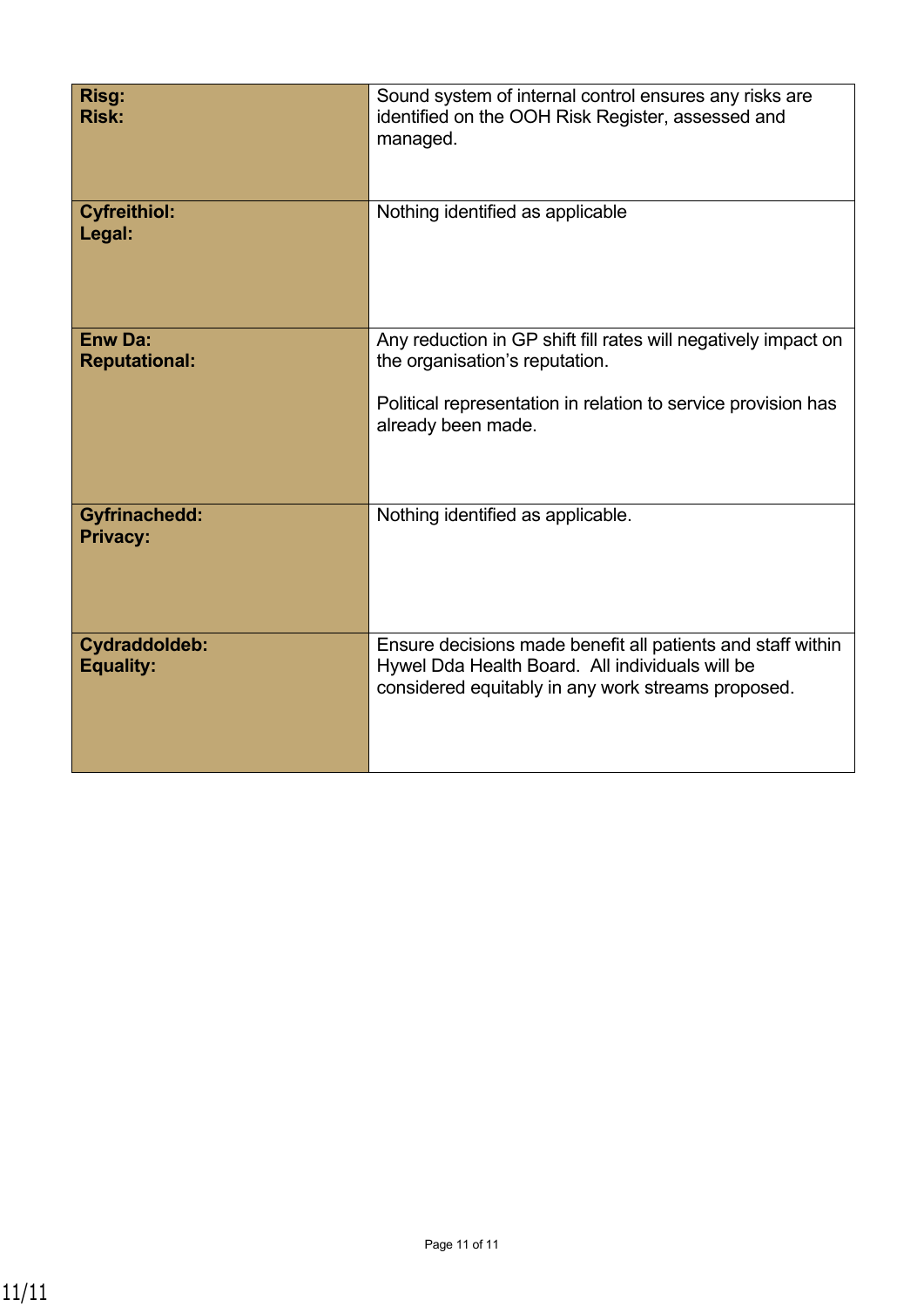| | |
|---|---|
| **Risg:**<br>**Risk:** | Sound system of internal control ensures any risks are identified on the OOH Risk Register, assessed and managed. |
| **Cyfreithiol:**<br>**Legal:** | Nothing identified as applicable |
| **Enw Da:**<br>**Reputational:** | Any reduction in GP shift fill rates will negatively impact on the organisation's reputation.<br><br>Political representation in relation to service provision has already been made. |
| **Gyfrinachedd:**<br>**Privacy:** | Nothing identified as applicable. |
| **Cydraddoldeb:**<br>**Equality:** | Ensure decisions made benefit all patients and staff within Hywel Dda Health Board. All individuals will be considered equitably in any work streams proposed. |